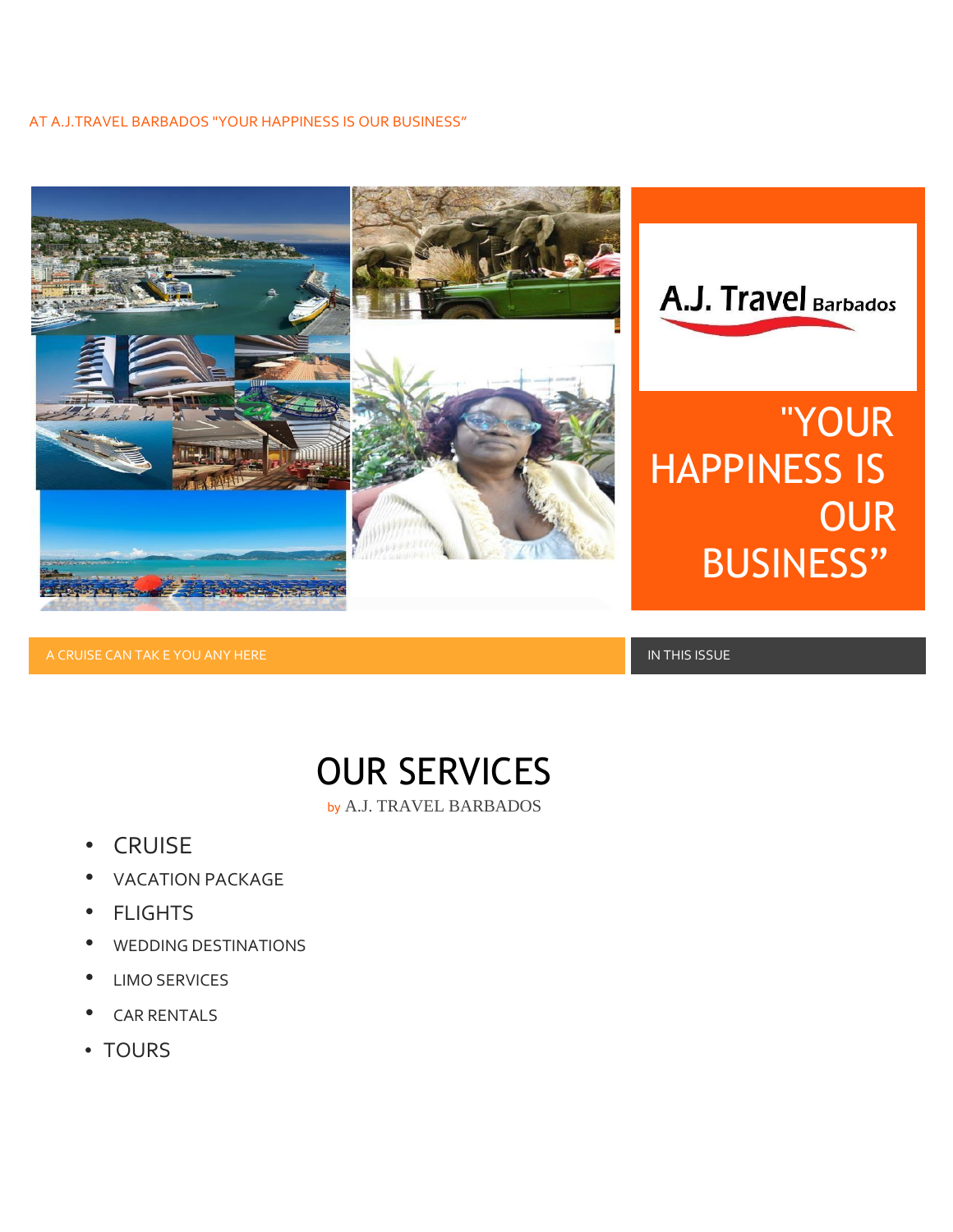AT A.J.TRAVEL BARBADOS "YOUR HAPPINESS IS OUR BUSINESS"

A.J. Travel Barbados

"YOUR HAPPINESS IS OUR BUSINESS"

A CRUISE CAN TAK E YOU ANY HERE

IN THIS ISSUE

# OUR SERVICES

by A.J. TRAVEL BARBADOS

- CRUISE
- VACATION PACKAGE
- FLIGHTS
- WEDDING DESTINATIONS
- LIMO SERVICES
- CAR RENTALS
- TOURS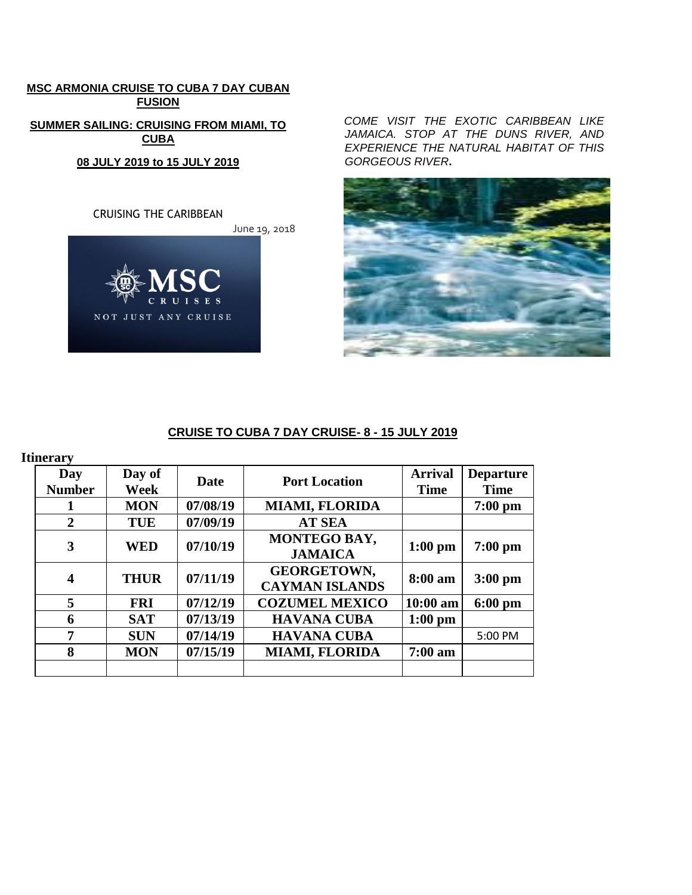**MSC ARMONIA CRUISE TO CUBA 7 DAY CUBAN FUSION**

**SUMMER SAILING: CRUISING FROM MIAMI, TO CUBA**

**08 JULY 2019 to 15 JULY 2019**

CRUISING THE CARIBBEAN

June 19, 2018

*COME VISIT THE EXOTIC CARIBBEAN LIKE JAMAICA. STOP AT THE DUNS RIVER, AND EXPERIENCE THE NATURAL HABITAT OF THIS GORGEOUS RIVER.*

**CRUISE TO CUBA 7 DAY CRUISE- 8 - 15 JULY 2019**

**Itinerary**

| Day Number | Day of Week | Date | Port Location | Arrival Time | Departure Time |
|---|---|---|---|---|---|
| 1 | MON | 07/08/19 | MIAMI, FLORIDA | | 7:00 pm |
| 2 | TUE | 07/09/19 | AT SEA | | |
| 3 | WED | 07/10/19 | MONTEGO BAY, JAMAICA | 1:00 pm | 7:00 pm |
| 4 | THUR | 07/11/19 | GEORGETOWN, CAYMAN ISLANDS | 8:00 am | 3:00 pm |
| 5 | FRI | 07/12/19 | COZUMEL MEXICO | 10:00 am | 6:00 pm |
| 6 | SAT | 07/13/19 | HAVANA CUBA | 1:00 pm | |
| 7 | SUN | 07/14/19 | HAVANA CUBA | | 5:00 PM |
| 8 | MON | 07/15/19 | MIAMI, FLORIDA | 7:00 am | |
| | | | | | |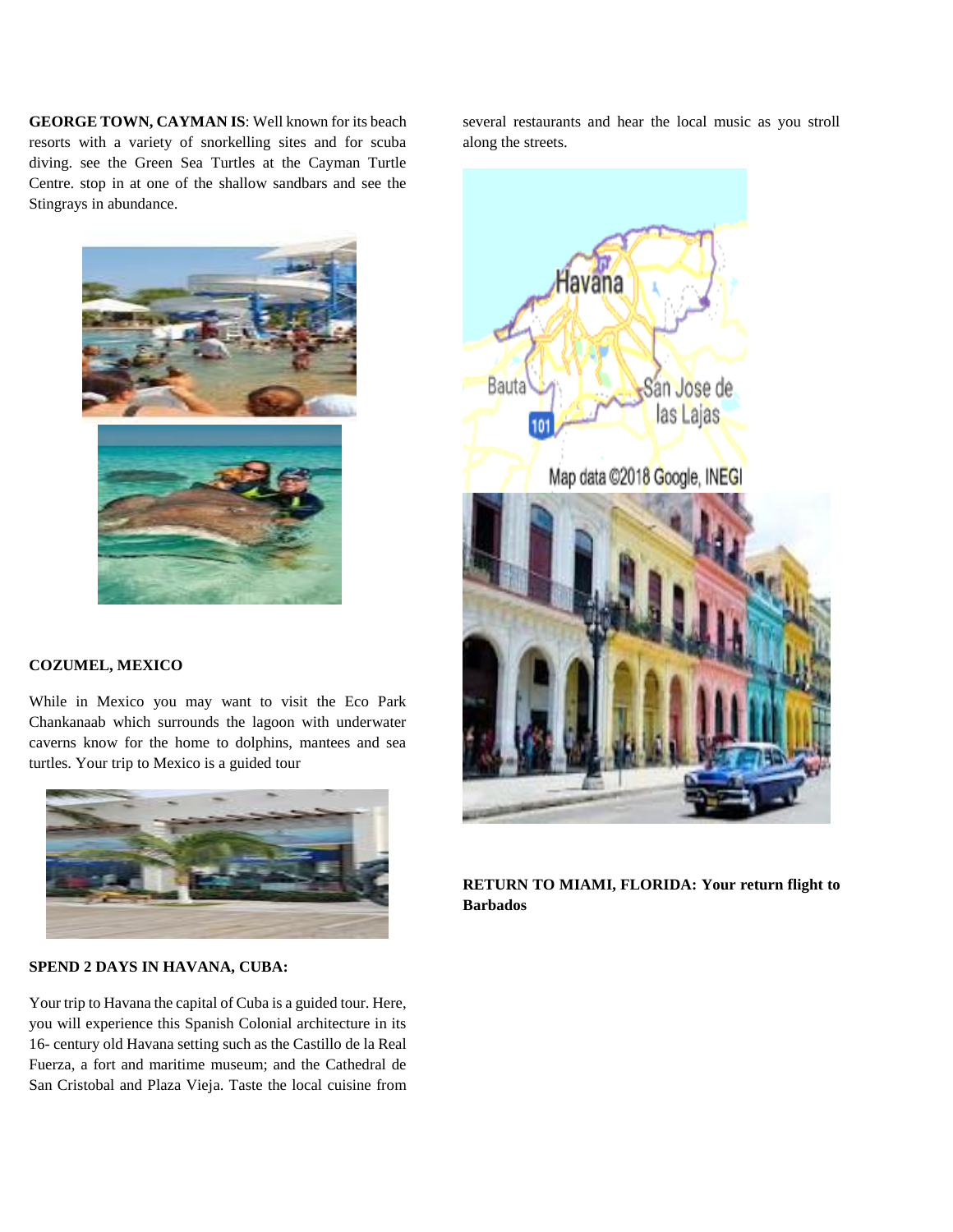**GEORGE TOWN, CAYMAN IS**: Well known for its beach resorts with a variety of snorkelling sites and for scuba diving. see the Green Sea Turtles at the Cayman Turtle Centre. stop in at one of the shallow sandbars and see the Stingrays in abundance.

**COZUMEL, MEXICO**

While in Mexico you may want to visit the Eco Park Chankanaab which surrounds the lagoon with underwater caverns know for the home to dolphins, mantees and sea turtles. Your trip to Mexico is a guided tour

**SPEND 2 DAYS IN HAVANA, CUBA:**

Your trip to Havana the capital of Cuba is a guided tour. Here, you will experience this Spanish Colonial architecture in its 16- century old Havana setting such as the Castillo de la Real Fuerza, a fort and maritime museum; and the Cathedral de San Cristobal and Plaza Vieja. Taste the local cuisine from several restaurants and hear the local music as you stroll along the streets.

**RETURN TO MIAMI, FLORIDA: Your return flight to Barbados**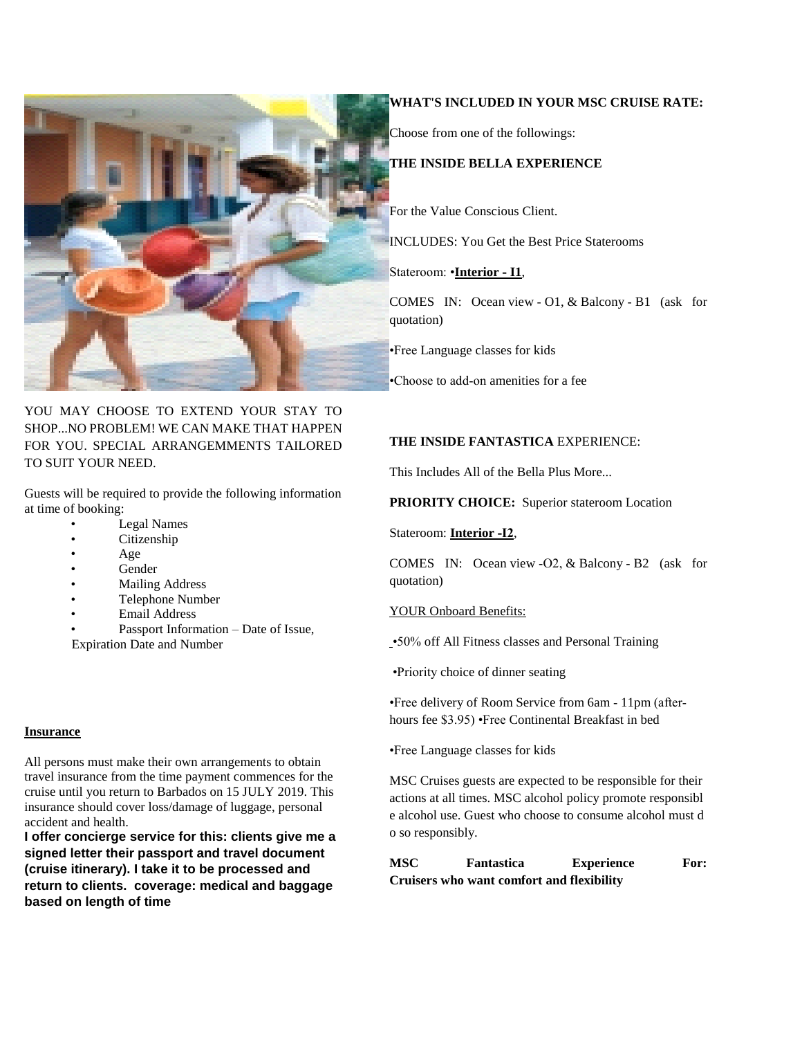YOU MAY CHOOSE TO EXTEND YOUR STAY TO SHOP...NO PROBLEM! WE CAN MAKE THAT HAPPEN FOR YOU. SPECIAL ARRANGEMMENTS TAILORED TO SUIT YOUR NEED.

Guests will be required to provide the following information at time of booking:

- Legal Names
- Citizenship
- Age
- Gender
- Mailing Address
- Telephone Number
- Email Address
- Passport Information – Date of Issue, Expiration Date and Number

**Insurance**

All persons must make their own arrangements to obtain travel insurance from the time payment commences for the cruise until you return to Barbados on 15 JULY 2019. This insurance should cover loss/damage of luggage, personal accident and health.

**I offer concierge service for this: clients give me a signed letter their passport and travel document (cruise itinerary). I take it to be processed and return to clients. coverage: medical and baggage based on length of time**

**WHAT'S INCLUDED IN YOUR MSC CRUISE RATE:**

Choose from one of the followings:

**THE INSIDE BELLA EXPERIENCE**

For the Value Conscious Client.

INCLUDES: You Get the Best Price Staterooms

Stateroom: •**Interior - I1**,

COMES IN: Ocean view - O1, & Balcony - B1 (ask for quotation)

•Free Language classes for kids

•Choose to add-on amenities for a fee

**THE INSIDE FANTASTICA** EXPERIENCE:

This Includes All of the Bella Plus More...

**PRIORITY CHOICE:** Superior stateroom Location

Stateroom: **Interior -I2**,

COMES IN: Ocean view -O2, & Balcony - B2 (ask for quotation)

YOUR Onboard Benefits:

•50% off All Fitness classes and Personal Training

•Priority choice of dinner seating

•Free delivery of Room Service from 6am - 11pm (after-hours fee $3.95) •Free Continental Breakfast in bed

•Free Language classes for kids

MSC Cruises guests are expected to be responsible for their actions at all times. MSC alcohol policy promote responsibl e alcohol use. Guest who choose to consume alcohol must d o so responsibly.

**MSC Fantastica Experience For: Cruisers who want comfort and flexibility**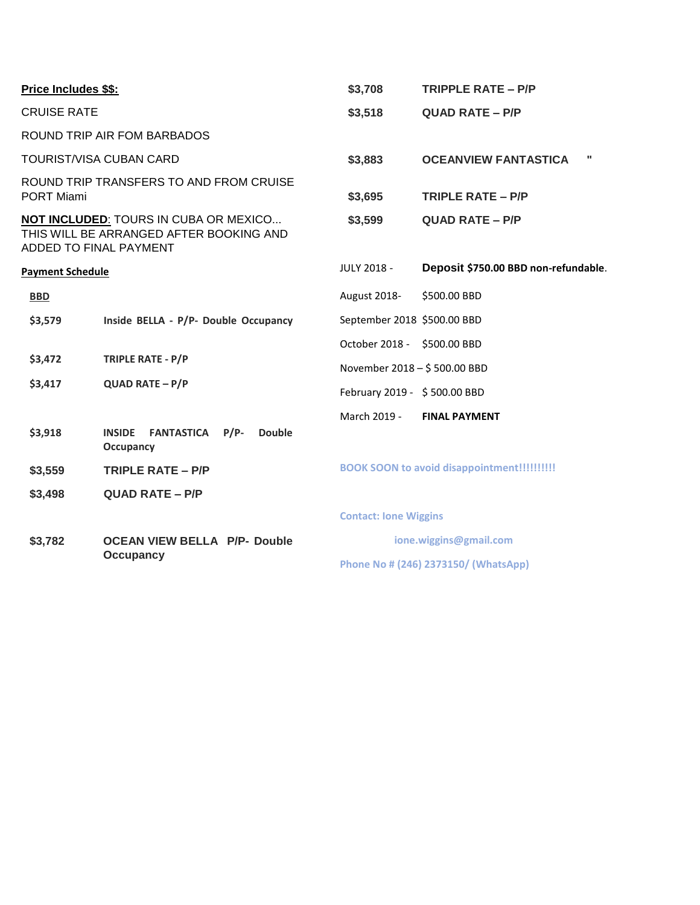**Price Includes $$:**

CRUISE RATE

ROUND TRIP AIR FOM BARBADOS

TOURIST/VISA CUBAN CARD

ROUND TRIP TRANSFERS TO AND FROM CRUISE PORT Miami

**NOT INCLUDED**: TOURS IN CUBA OR MEXICO... THIS WILL BE ARRANGED AFTER BOOKING AND ADDED TO FINAL PAYMENT

**Payment Schedule**

| | |
|---|---|
| **BBD** | |
| **$3,579** | **Inside BELLA - P/P- Double Occupancy** |
| **$3,472** | **TRIPLE RATE - P/P** |
| **$3,417** | **QUAD RATE – P/P** |
| **$3,918** | **INSIDE FANTASTICA P/P- Double Occupancy** |
| **$3,559** | **TRIPLE RATE – P/P** |
| **$3,498** | **QUAD RATE – P/P** |
| **$3,782** | **OCEAN VIEW BELLA P/P- Double Occupancy** |
| **$3,708** | **TRIPPLE RATE – P/P** |
| **$3,518** | **QUAD RATE – P/P** |
| **$3,883** | **OCEANVIEW FANTASTICA "** |
| **$3,695** | **TRIPLE RATE – P/P** |
| **$3,599** | **QUAD RATE – P/P** |

| | |
|---|---|
| JULY 2018 - | **Deposit $750.00 BBD non-refundable**. |
| August 2018- | $500.00 BBD |
| September 2018 | $500.00 BBD |
| October 2018 - | $500.00 BBD |
| November 2018 – | $ 500.00 BBD |
| February 2019 - | $ 500.00 BBD |
| March 2019 - | **FINAL PAYMENT** |

**BOOK SOON to avoid disappointment!!!!!!!!!**

**Contact: Ione Wiggins**

**ione.wiggins@gmail.com**

**Phone No # (246) 2373150/ (WhatsApp)**